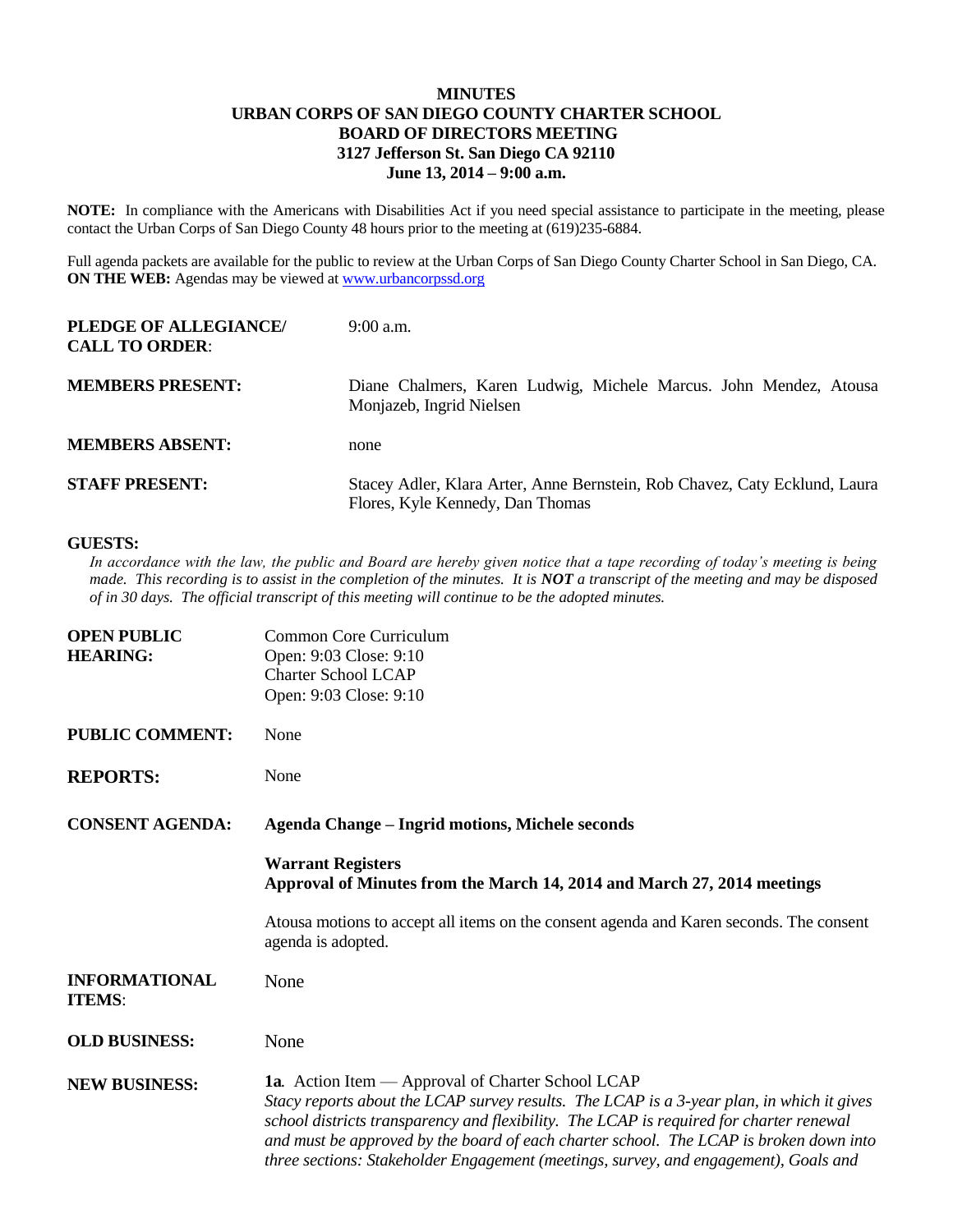# MINUTES
# URBAN CORPS OF SAN DIEGO COUNTY CHARTER SCHOOL
# BOARD OF DIRECTORS MEETING
**3127 Jefferson St. San Diego CA 92110**
**June 13, 2014 – 9:00 a.m.**

**NOTE:** In compliance with the Americans with Disabilities Act if you need special assistance to participate in the meeting, please contact the Urban Corps of San Diego County 48 hours prior to the meeting at (619)235-6884.

Full agenda packets are available for the public to review at the Urban Corps of San Diego County Charter School in San Diego, CA. **ON THE WEB:** Agendas may be viewed at www.urbancorpssd.org

**PLEDGE OF ALLEGIANCE/ CALL TO ORDER**: 9:00 a.m.

**MEMBERS PRESENT:** Diane Chalmers, Karen Ludwig, Michele Marcus. John Mendez, Atousa Monjazeb, Ingrid Nielsen

**MEMBERS ABSENT:** none

**STAFF PRESENT:** Stacey Adler, Klara Arter, Anne Bernstein, Rob Chavez, Caty Ecklund, Laura Flores, Kyle Kennedy, Dan Thomas

**GUESTS:**

*In accordance with the law, the public and Board are hereby given notice that a tape recording of today's meeting is being made. This recording is to assist in the completion of the minutes. It is **NOT** a transcript of the meeting and may be disposed of in 30 days. The official transcript of this meeting will continue to be the adopted minutes.*

**OPEN PUBLIC HEARING:**
Common Core Curriculum
Open: 9:03 Close: 9:10
Charter School LCAP
Open: 9:03 Close: 9:10

**PUBLIC COMMENT:** None

**REPORTS:** None

**CONSENT AGENDA:** **Agenda Change – Ingrid motions, Michele seconds**

**Warrant Registers**
**Approval of Minutes from the March 14, 2014 and March 27, 2014 meetings**

Atousa motions to accept all items on the consent agenda and Karen seconds. The consent agenda is adopted.

**INFORMATIONAL ITEMS**: None

**OLD BUSINESS:** None

**NEW BUSINESS:** **1a**. Action Item — Approval of Charter School LCAP
*Stacy reports about the LCAP survey results. The LCAP is a 3-year plan, in which it gives school districts transparency and flexibility. The LCAP is required for charter renewal and must be approved by the board of each charter school. The LCAP is broken down into three sections: Stakeholder Engagement (meetings, survey, and engagement), Goals and*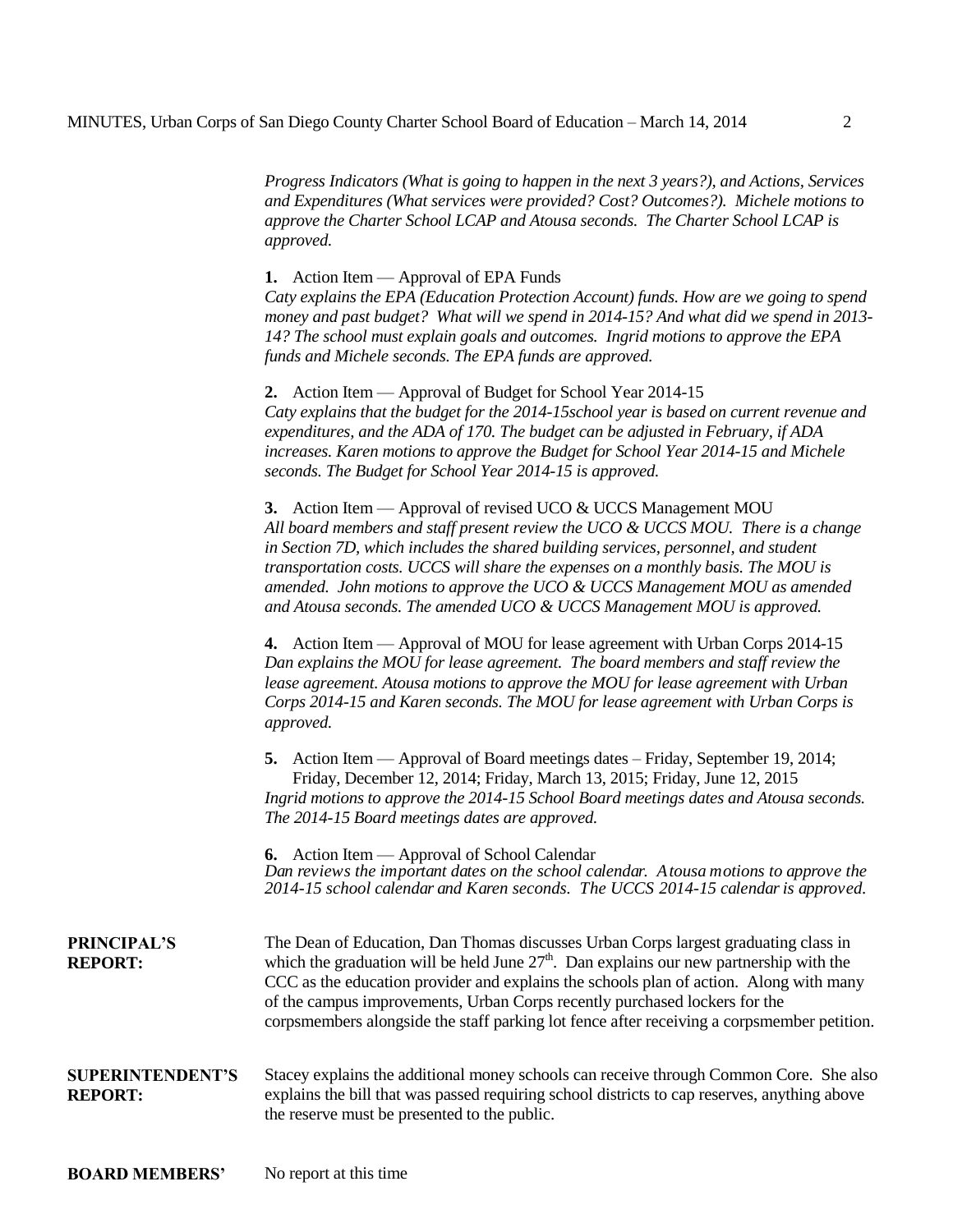*Progress Indicators (What is going to happen in the next 3 years?), and Actions, Services and Expenditures (What services were provided? Cost? Outcomes?). Michele motions to approve the Charter School LCAP and Atousa seconds. The Charter School LCAP is approved.*

**1.** Action Item — Approval of EPA Funds
*Caty explains the EPA (Education Protection Account) funds. How are we going to spend money and past budget? What will we spend in 2014-15? And what did we spend in 2013-14? The school must explain goals and outcomes. Ingrid motions to approve the EPA funds and Michele seconds. The EPA funds are approved.*

**2.** Action Item — Approval of Budget for School Year 2014-15
*Caty explains that the budget for the 2014-15school year is based on current revenue and expenditures, and the ADA of 170. The budget can be adjusted in February, if ADA increases. Karen motions to approve the Budget for School Year 2014-15 and Michele seconds. The Budget for School Year 2014-15 is approved.*

**3.** Action Item — Approval of revised UCO & UCCS Management MOU
*All board members and staff present review the UCO & UCCS MOU. There is a change in Section 7D, which includes the shared building services, personnel, and student transportation costs. UCCS will share the expenses on a monthly basis. The MOU is amended. John motions to approve the UCO & UCCS Management MOU as amended and Atousa seconds. The amended UCO & UCCS Management MOU is approved.*

**4.** Action Item — Approval of MOU for lease agreement with Urban Corps 2014-15
*Dan explains the MOU for lease agreement. The board members and staff review the lease agreement. Atousa motions to approve the MOU for lease agreement with Urban Corps 2014-15 and Karen seconds. The MOU for lease agreement with Urban Corps is approved.*

**5.** Action Item — Approval of Board meetings dates – Friday, September 19, 2014; Friday, December 12, 2014; Friday, March 13, 2015; Friday, June 12, 2015
*Ingrid motions to approve the 2014-15 School Board meetings dates and Atousa seconds. The 2014-15 Board meetings dates are approved.*

**6.** Action Item — Approval of School Calendar
*Dan reviews the important dates on the school calendar. Atousa motions to approve the 2014-15 school calendar and Karen seconds. The UCCS 2014-15 calendar is approved.*

**PRINCIPAL'S REPORT:** The Dean of Education, Dan Thomas discusses Urban Corps largest graduating class in which the graduation will be held June 27th. Dan explains our new partnership with the CCC as the education provider and explains the schools plan of action. Along with many of the campus improvements, Urban Corps recently purchased lockers for the corpsmembers alongside the staff parking lot fence after receiving a corpsmember petition.

**SUPERINTENDENT'S REPORT:** Stacey explains the additional money schools can receive through Common Core. She also explains the bill that was passed requiring school districts to cap reserves, anything above the reserve must be presented to the public.

**BOARD MEMBERS'** No report at this time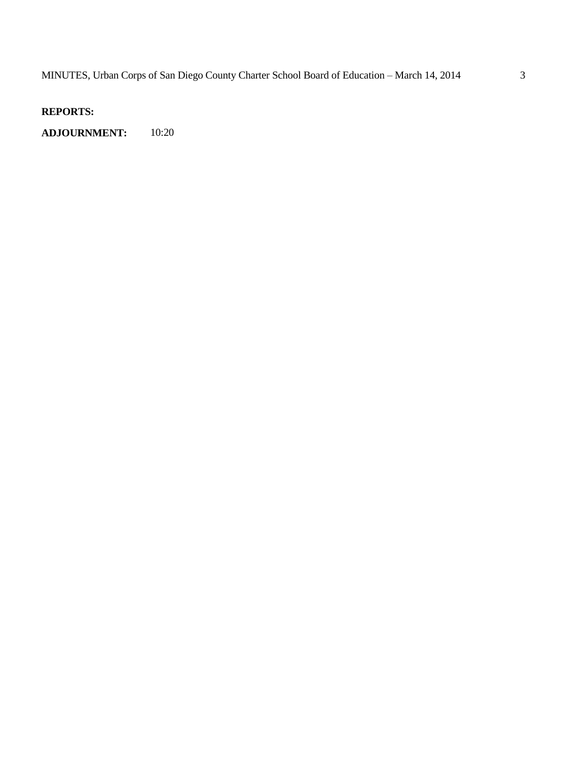**REPORTS:**

**ADJOURNMENT:** 10:20